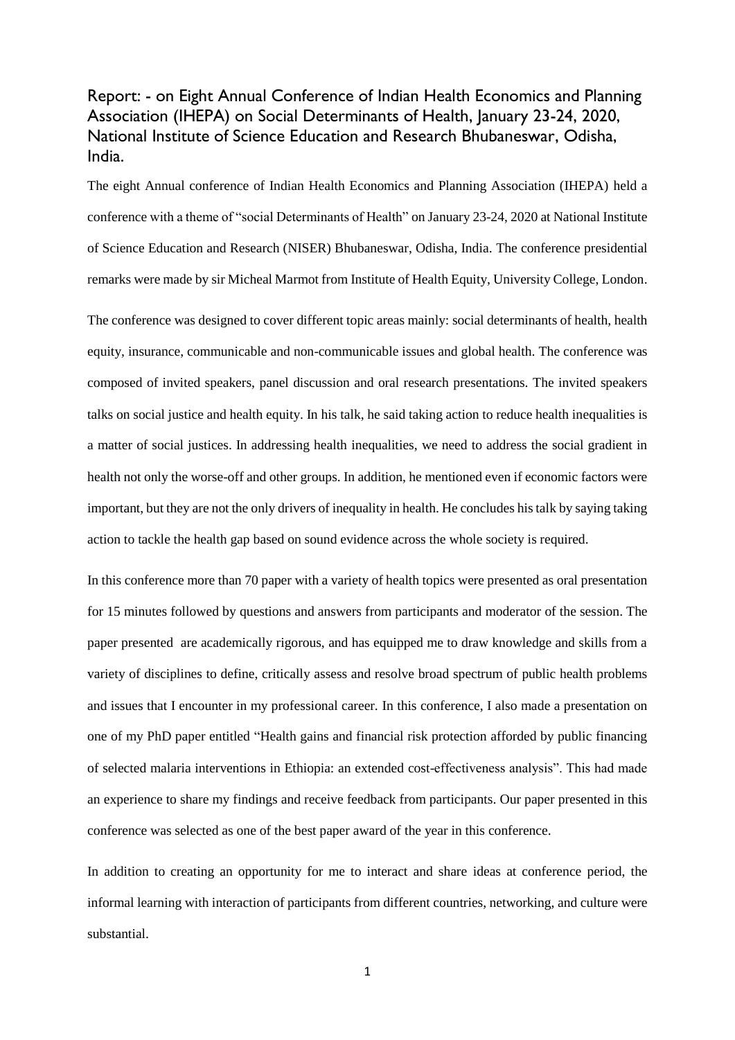## Report: - on Eight Annual Conference of Indian Health Economics and Planning Association (IHEPA) on Social Determinants of Health, January 23-24, 2020, National Institute of Science Education and Research Bhubaneswar, Odisha, India.

The eight Annual conference of Indian Health Economics and Planning Association (IHEPA) held a conference with a theme of "social Determinants of Health" on January 23-24, 2020 at National Institute of Science Education and Research (NISER) Bhubaneswar, Odisha, India. The conference presidential remarks were made by sir Micheal Marmot from Institute of Health Equity, University College, London.

The conference was designed to cover different topic areas mainly: social determinants of health, health equity, insurance, communicable and non-communicable issues and global health. The conference was composed of invited speakers, panel discussion and oral research presentations. The invited speakers talks on social justice and health equity. In his talk, he said taking action to reduce health inequalities is a matter of social justices. In addressing health inequalities, we need to address the social gradient in health not only the worse-off and other groups. In addition, he mentioned even if economic factors were important, but they are not the only drivers of inequality in health. He concludes his talk by saying taking action to tackle the health gap based on sound evidence across the whole society is required.

In this conference more than 70 paper with a variety of health topics were presented as oral presentation for 15 minutes followed by questions and answers from participants and moderator of the session. The paper presented are academically rigorous, and has equipped me to draw knowledge and skills from a variety of disciplines to define, critically assess and resolve broad spectrum of public health problems and issues that I encounter in my professional career. In this conference, I also made a presentation on one of my PhD paper entitled "Health gains and financial risk protection afforded by public financing of selected malaria interventions in Ethiopia: an extended cost-effectiveness analysis". This had made an experience to share my findings and receive feedback from participants. Our paper presented in this conference was selected as one of the best paper award of the year in this conference.

In addition to creating an opportunity for me to interact and share ideas at conference period, the informal learning with interaction of participants from different countries, networking, and culture were substantial.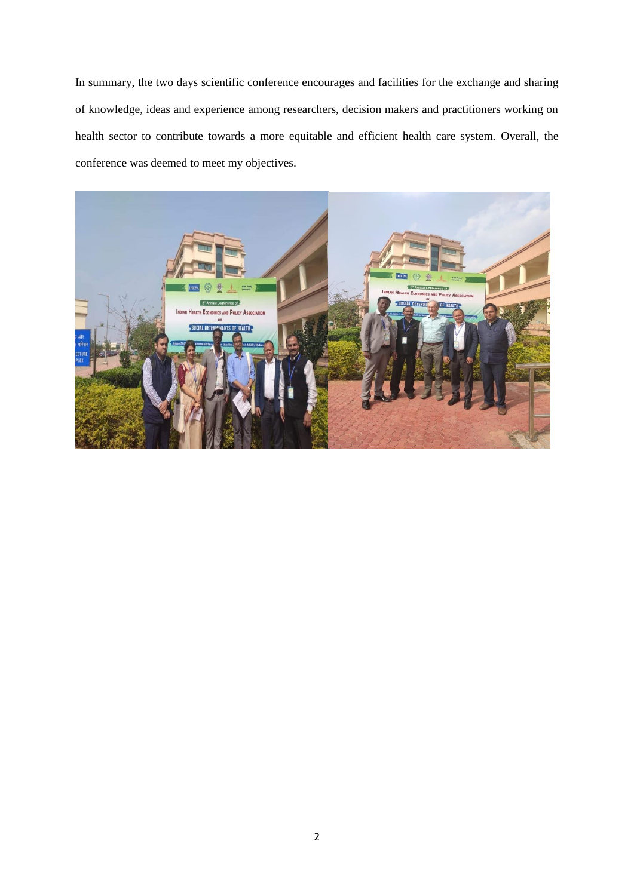In summary, the two days scientific conference encourages and facilities for the exchange and sharing of knowledge, ideas and experience among researchers, decision makers and practitioners working on health sector to contribute towards a more equitable and efficient health care system. Overall, the conference was deemed to meet my objectives.